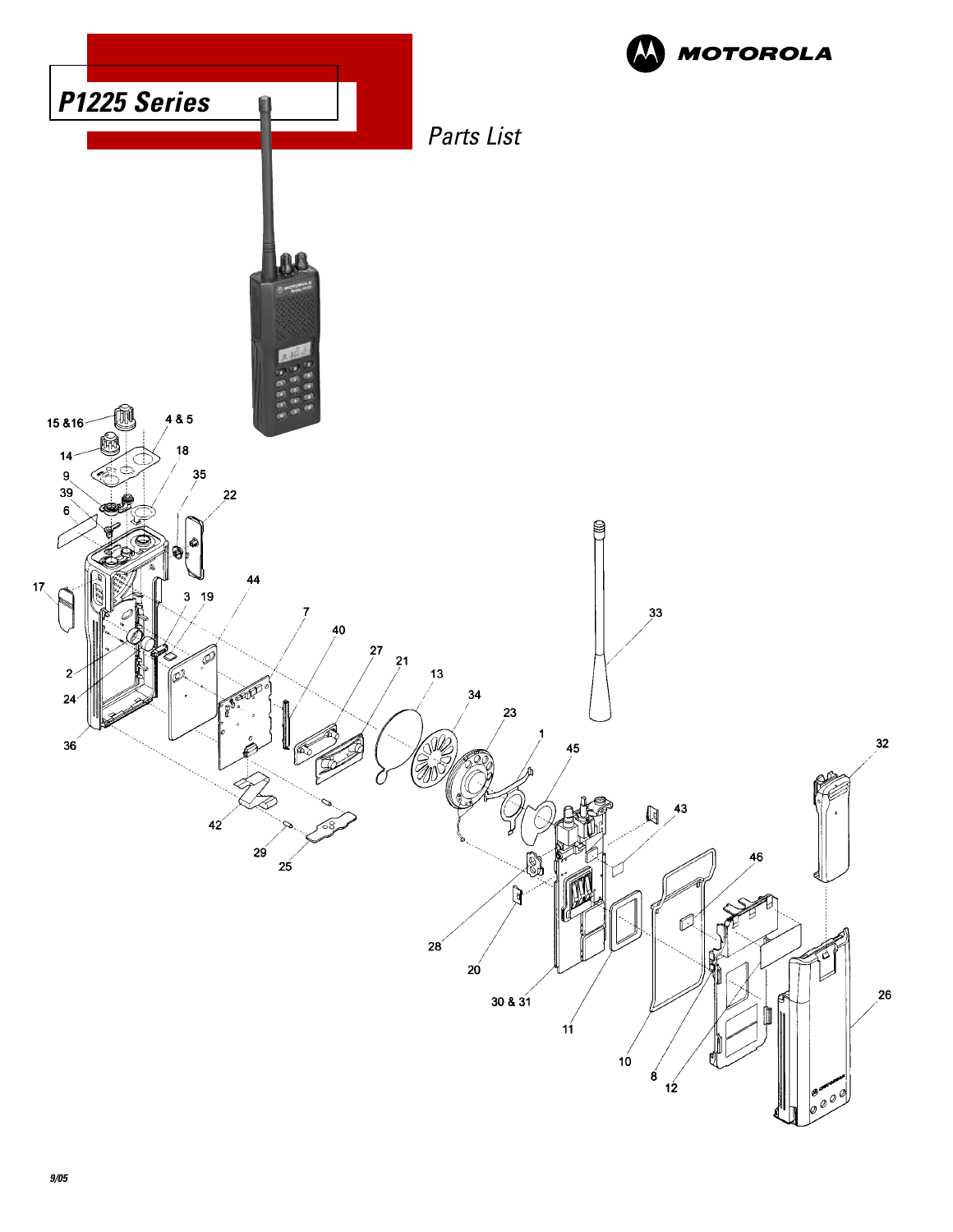# P1225 Series

MOTOROLA

*Parts List*

9/05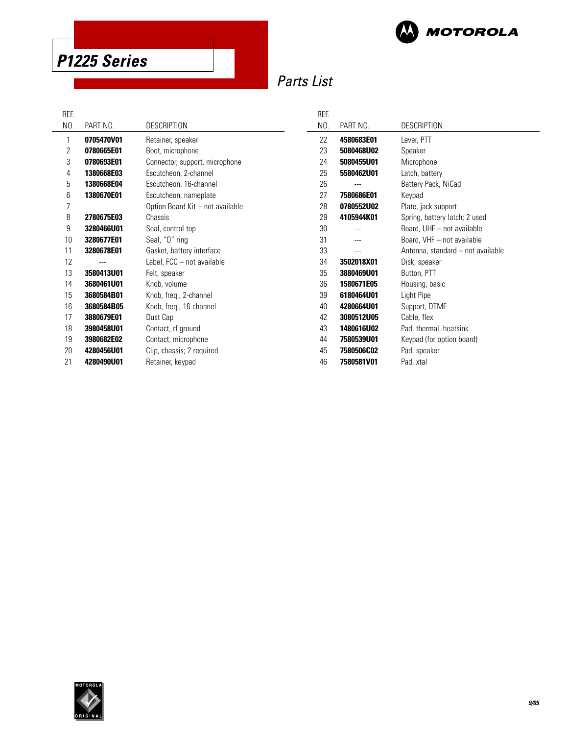# P1225 Series

## Parts List

| REF. NO. | PART NO. | DESCRIPTION |
|---|---|---|
| 1 | **0705470V01** | Retainer, speaker |
| 2 | **0780665E01** | Boot, microphone |
| 3 | **0780693E01** | Connector, support, microphone |
| 4 | **1380668E03** | Escutcheon, 2-channel |
| 5 | **1380668E04** | Escutcheon, 16-channel |
| 6 | **1380670E01** | Escutcheon, nameplate |
| 7 | --- | Option Board Kit – not available |
| 8 | **2780675E03** | Chassis |
| 9 | **3280466U01** | Seal, control top |
| 10 | **3280677E01** | Seal, "O" ring |
| 11 | **3280678E01** | Gasket, battery interface |
| 12 | --- | Label, FCC – not available |
| 13 | **3580413U01** | Felt, speaker |
| 14 | **3680461U01** | Knob, volume |
| 15 | **3680584B01** | Knob, freq., 2-channel |
| 16 | **3680584B05** | Knob, freq., 16-channel |
| 17 | **3880679E01** | Dust Cap |
| 18 | **3980458U01** | Contact, rf ground |
| 19 | **3980682E02** | Contact, microphone |
| 20 | **4280456U01** | Clip, chassis; 2 required |
| 21 | **4280490U01** | Retainer, keypad |
| 22 | **4580683E01** | Lever, PTT |
| 23 | **5080468U02** | Speaker |
| 24 | **5080455U01** | Microphone |
| 25 | **5580462U01** | Latch, battery |
| 26 | --- | Battery Pack, NiCad |
| 27 | **7580686E01** | Keypad |
| 28 | **0780552U02** | Plate, jack support |
| 29 | **4105944K01** | Spring, battery latch; 2 used |
| 30 | --- | Board, UHF – not available |
| 31 | --- | Board, VHF – not available |
| 33 | --- | Antenna, standard – not available |
| 34 | **3502018X01** | Disk, speaker |
| 35 | **3880469U01** | Button, PTT |
| 36 | **1580671E05** | Housing, basic |
| 39 | **6180464U01** | Light Pipe |
| 40 | **4280664U01** | Support, DTMF |
| 42 | **3080512U05** | Cable, flex |
| 43 | **1480616U02** | Pad, thermal, heatsink |
| 44 | **7580539U01** | Keypad (for option board) |
| 45 | **7580506C02** | Pad, speaker |
| 46 | **7580581V01** | Pad, xtal |

9/05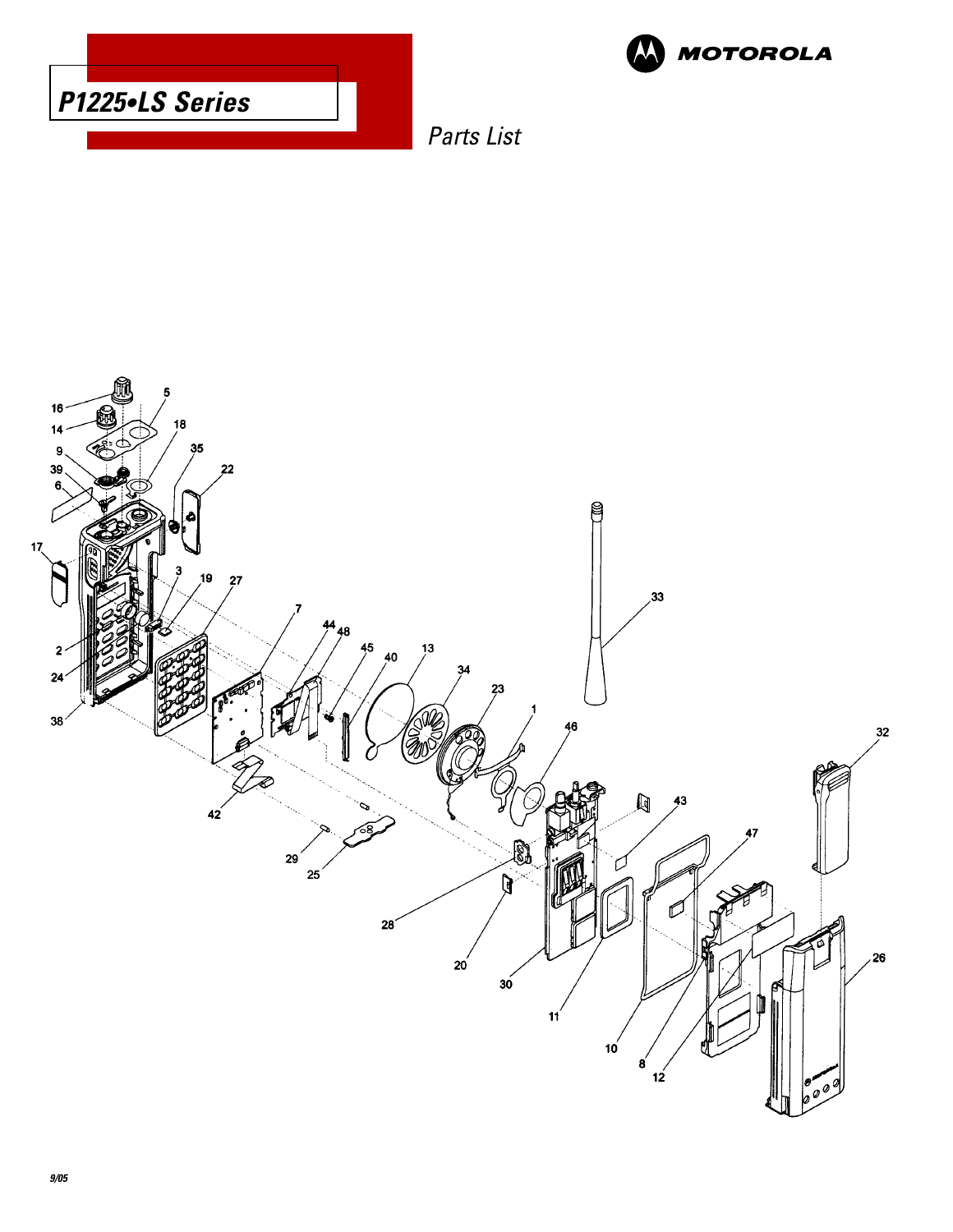# P1225•LS Series

MOTOROLA

*Parts List*

16 5 14 18 9 35 39 22 6 17 3 19 27 2 24 38 7 44 48 45 40 13 34 23 1 46 33 32 42 29 25 43 47 28 20 30 11 10 8 12 26

9/05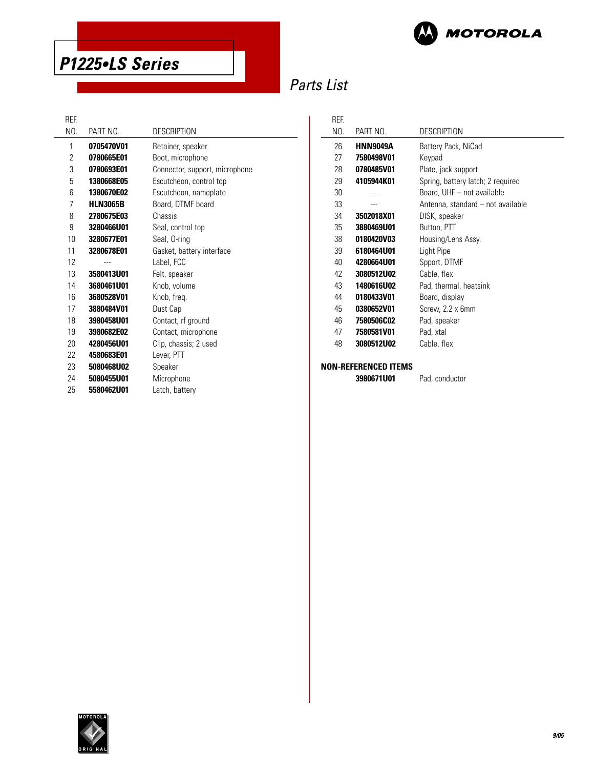# P1225•LS Series

## Parts List

| REF. NO. | PART NO. | DESCRIPTION |
|---|---|---|
| 1 | **0705470V01** | Retainer, speaker |
| 2 | **0780665E01** | Boot, microphone |
| 3 | **0780693E01** | Connector, support, microphone |
| 5 | **1380668E05** | Escutcheon, control top |
| 6 | **1380670E02** | Escutcheon, nameplate |
| 7 | **HLN3065B** | Board, DTMF board |
| 8 | **2780675E03** | Chassis |
| 9 | **3280466U01** | Seal, control top |
| 10 | **3280677E01** | Seal, O-ring |
| 11 | **3280678E01** | Gasket, battery interface |
| 12 | --- | Label, FCC |
| 13 | **3580413U01** | Felt, speaker |
| 14 | **3680461U01** | Knob, volume |
| 16 | **3680528V01** | Knob, freq. |
| 17 | **3880484V01** | Dust Cap |
| 18 | **3980458U01** | Contact, rf ground |
| 19 | **3980682E02** | Contact, microphone |
| 20 | **4280456U01** | Clip, chassis; 2 used |
| 22 | **4580683E01** | Lever, PTT |
| 23 | **5080468U02** | Speaker |
| 24 | **5080455U01** | Microphone |
| 25 | **5580462U01** | Latch, battery |
| 26 | **HNN9049A** | Battery Pack, NiCad |
| 27 | **7580498V01** | Keypad |
| 28 | **0780485V01** | Plate, jack support |
| 29 | **4105944K01** | Spring, battery latch; 2 required |
| 30 | --- | Board, UHF – not available |
| 33 | --- | Antenna, standard – not available |
| 34 | **3502018X01** | DISK, speaker |
| 35 | **3880469U01** | Button, PTT |
| 38 | **0180420V03** | Housing/Lens Assy. |
| 39 | **6180464U01** | Light Pipe |
| 40 | **4280664U01** | Spport, DTMF |
| 42 | **3080512U02** | Cable, flex |
| 43 | **1480616U02** | Pad, thermal, heatsink |
| 44 | **0180433V01** | Board, display |
| 45 | **0380652V01** | Screw, 2.2 x 6mm |
| 46 | **7580506C02** | Pad, speaker |
| 47 | **7580581V01** | Pad, xtal |
| 48 | **3080512U02** | Cable, flex |

**NON-REFERENCED ITEMS**

| PART NO. | DESCRIPTION |
|---|---|
| **3980671U01** | Pad, conductor |

9/05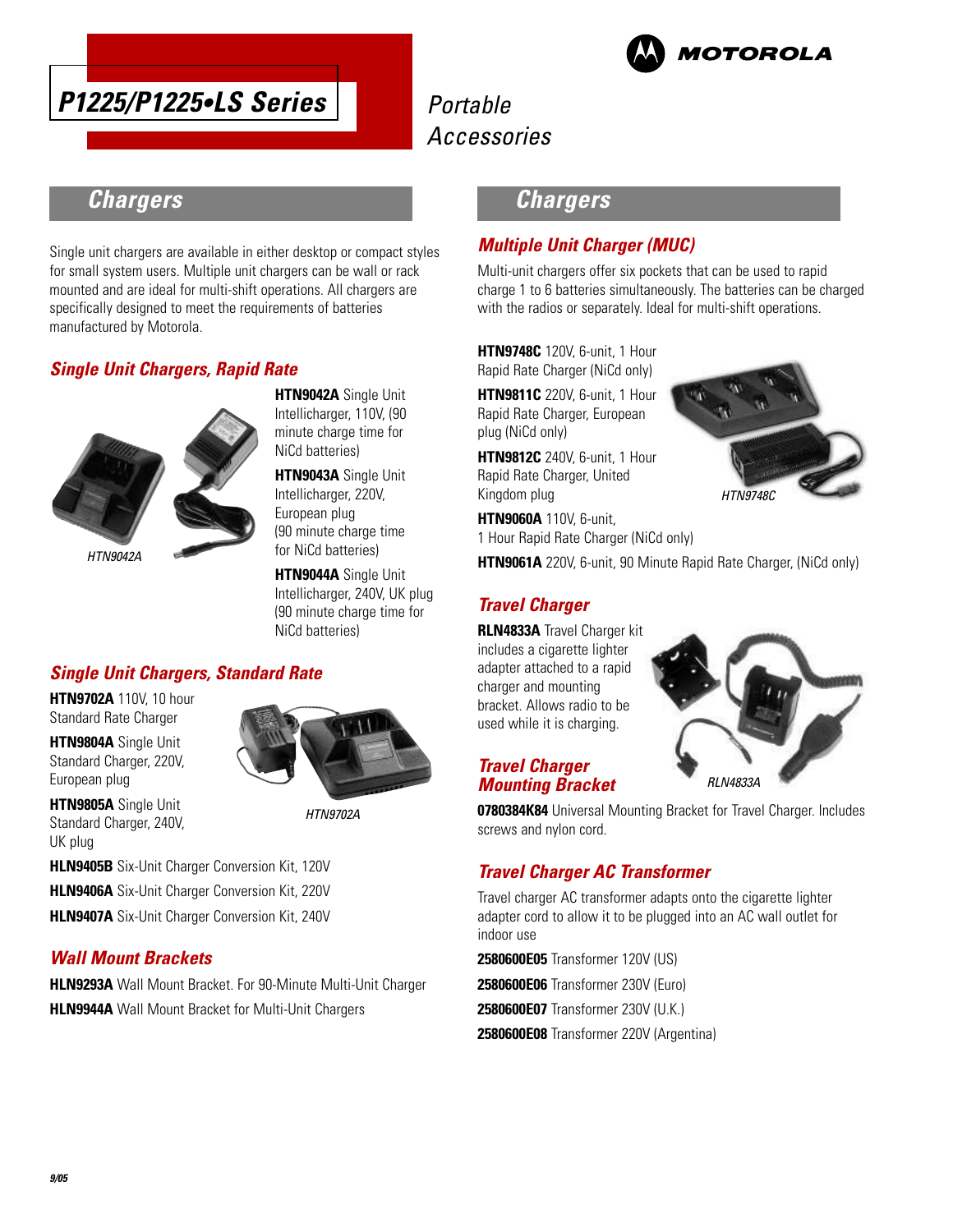# P1225/P1225•LS Series

## Portable Accessories

## Chargers

Single unit chargers are available in either desktop or compact styles for small system users. Multiple unit chargers can be wall or rack mounted and are ideal for multi-shift operations. All chargers are specifically designed to meet the requirements of batteries manufactured by Motorola.

### Single Unit Chargers, Rapid Rate

HTN9042A

**HTN9042A** Single Unit Intellicharger, 110V, (90 minute charge time for NiCd batteries)

**HTN9043A** Single Unit Intellicharger, 220V, European plug (90 minute charge time for NiCd batteries)

**HTN9044A** Single Unit Intellicharger, 240V, UK plug (90 minute charge time for NiCd batteries)

### Single Unit Chargers, Standard Rate

**HTN9702A** 110V, 10 hour Standard Rate Charger

**HTN9804A** Single Unit Standard Charger, 220V, European plug

**HTN9805A** Single Unit Standard Charger, 240V, UK plug

HTN9702A

**HLN9405B** Six-Unit Charger Conversion Kit, 120V

**HLN9406A** Six-Unit Charger Conversion Kit, 220V

**HLN9407A** Six-Unit Charger Conversion Kit, 240V

### Wall Mount Brackets

**HLN9293A** Wall Mount Bracket. For 90-Minute Multi-Unit Charger

**HLN9944A** Wall Mount Bracket for Multi-Unit Chargers

## Chargers

### Multiple Unit Charger (MUC)

Multi-unit chargers offer six pockets that can be used to rapid charge 1 to 6 batteries simultaneously. The batteries can be charged with the radios or separately. Ideal for multi-shift operations.

**HTN9748C** 120V, 6-unit, 1 Hour Rapid Rate Charger (NiCd only)

**HTN9811C** 220V, 6-unit, 1 Hour Rapid Rate Charger, European plug (NiCd only)

**HTN9812C** 240V, 6-unit, 1 Hour Rapid Rate Charger, United Kingdom plug

HTN9748C

**HTN9060A** 110V, 6-unit, 1 Hour Rapid Rate Charger (NiCd only)

**HTN9061A** 220V, 6-unit, 90 Minute Rapid Rate Charger, (NiCd only)

### Travel Charger

**RLN4833A** Travel Charger kit includes a cigarette lighter adapter attached to a rapid charger and mounting bracket. Allows radio to be used while it is charging.

RLN4833A

### Travel Charger Mounting Bracket

**0780384K84** Universal Mounting Bracket for Travel Charger. Includes screws and nylon cord.

### Travel Charger AC Transformer

Travel charger AC transformer adapts onto the cigarette lighter adapter cord to allow it to be plugged into an AC wall outlet for indoor use

**2580600E05** Transformer 120V (US)

**2580600E06** Transformer 230V (Euro)

**2580600E07** Transformer 230V (U.K.)

**2580600E08** Transformer 220V (Argentina)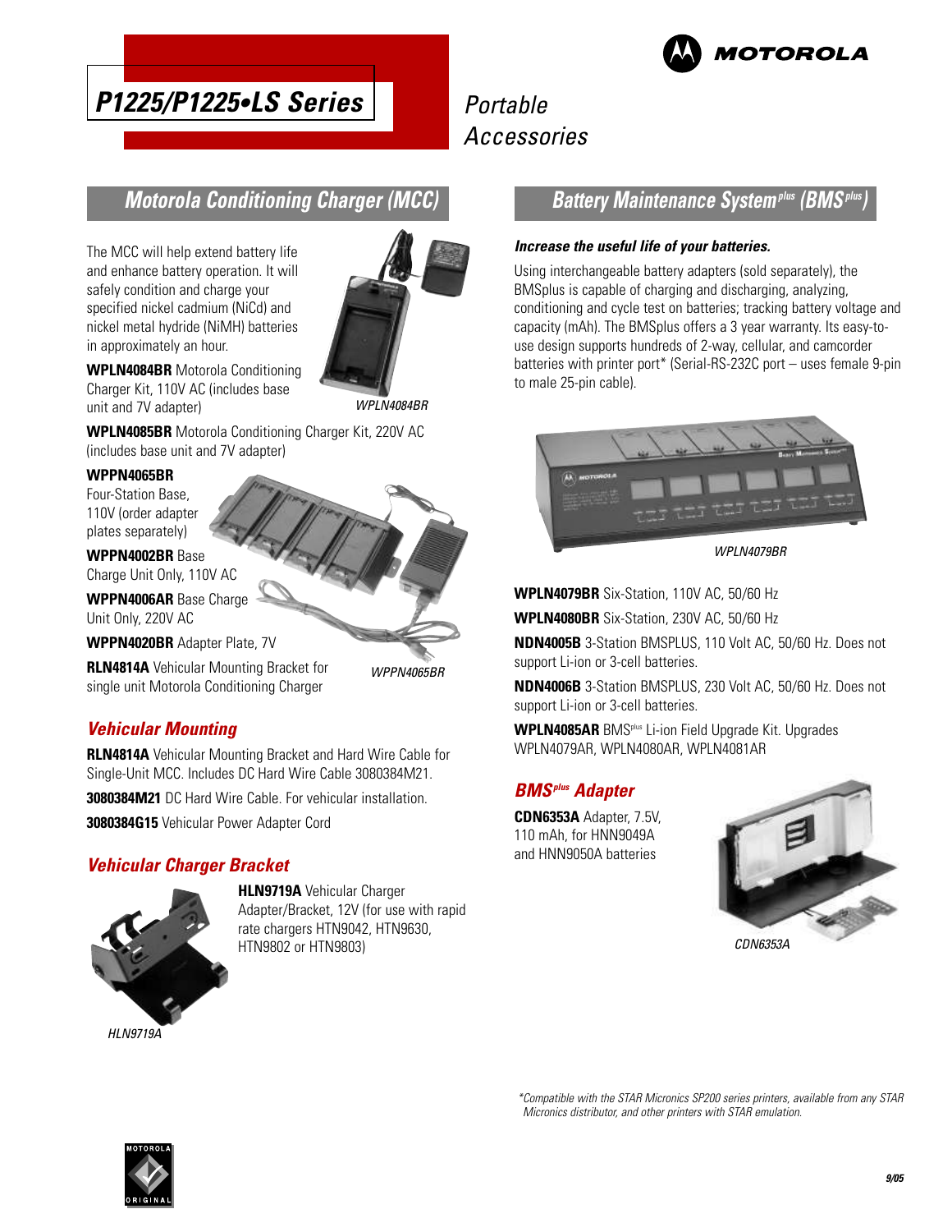# P1225/P1225•LS Series

Portable Accessories

## Motorola Conditioning Charger (MCC)

The MCC will help extend battery life and enhance battery operation. It will safely condition and charge your specified nickel cadmium (NiCd) and nickel metal hydride (NiMH) batteries in approximately an hour.

**WPLN4084BR** Motorola Conditioning Charger Kit, 110V AC (includes base unit and 7V adapter)

WPLN4084BR

**WPLN4085BR** Motorola Conditioning Charger Kit, 220V AC (includes base unit and 7V adapter)

**WPPN4065BR** Four-Station Base, 110V (order adapter plates separately)

**WPPN4002BR** Base Charge Unit Only, 110V AC

**WPPN4006AR** Base Charge Unit Only, 220V AC

**WPPN4020BR** Adapter Plate, 7V

**RLN4814A** Vehicular Mounting Bracket for single unit Motorola Conditioning Charger

WPPN4065BR

### Vehicular Mounting

**RLN4814A** Vehicular Mounting Bracket and Hard Wire Cable for Single-Unit MCC. Includes DC Hard Wire Cable 3080384M21.

**3080384M21** DC Hard Wire Cable. For vehicular installation.

**3080384G15** Vehicular Power Adapter Cord

### Vehicular Charger Bracket

**HLN9719A** Vehicular Charger Adapter/Bracket, 12V (for use with rapid rate chargers HTN9042, HTN9630, HTN9802 or HTN9803)

HLN9719A

## Battery Maintenance System plus (BMS plus)

***Increase the useful life of your batteries.***

Using interchangeable battery adapters (sold separately), the BMSplus is capable of charging and discharging, analyzing, conditioning and cycle test on batteries; tracking battery voltage and capacity (mAh). The BMSplus offers a 3 year warranty. Its easy-to-use design supports hundreds of 2-way, cellular, and camcorder batteries with printer port* (Serial-RS-232C port – uses female 9-pin to male 25-pin cable).

WPLN4079BR

**WPLN4079BR** Six-Station, 110V AC, 50/60 Hz

**WPLN4080BR** Six-Station, 230V AC, 50/60 Hz

**NDN4005B** 3-Station BMSPLUS, 110 Volt AC, 50/60 Hz. Does not support Li-ion or 3-cell batteries.

**NDN4006B** 3-Station BMSPLUS, 230 Volt AC, 50/60 Hz. Does not support Li-ion or 3-cell batteries.

**WPLN4085AR** BMSplus Li-ion Field Upgrade Kit. Upgrades WPLN4079AR, WPLN4080AR, WPLN4081AR

### BMSplus Adapter

**CDN6353A** Adapter, 7.5V, 110 mAh, for HNN9049A and HNN9050A batteries

CDN6353A

*Compatible with the STAR Micronics SP200 series printers, available from any STAR Micronics distributor, and other printers with STAR emulation.

9/05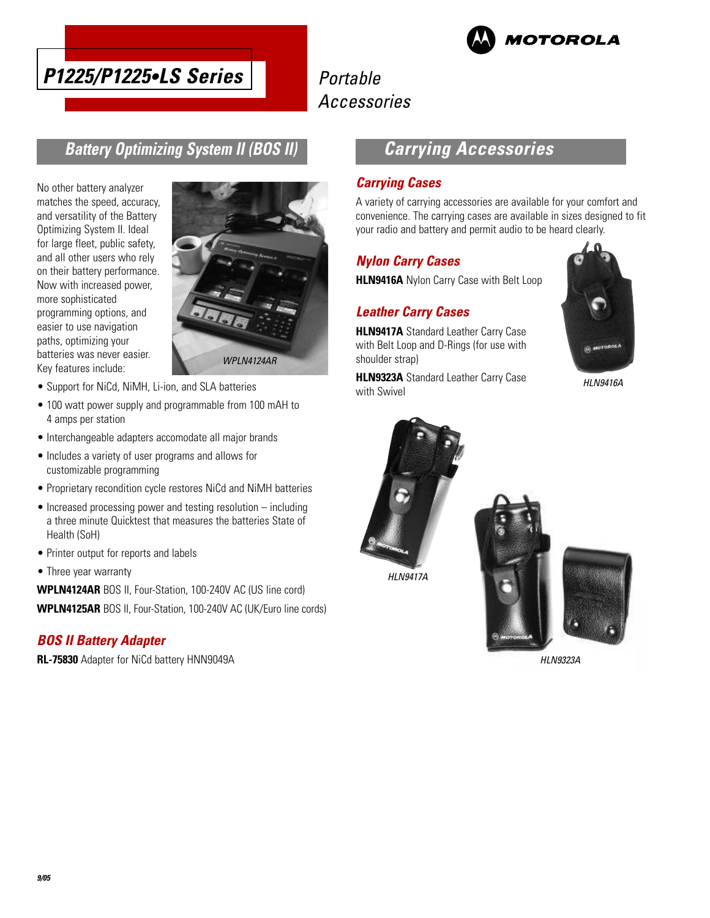# P1225/P1225•LS Series

Portable Accessories

## Battery Optimizing System II (BOS II)

No other battery analyzer matches the speed, accuracy, and versatility of the Battery Optimizing System II. Ideal for large fleet, public safety, and all other users who rely on their battery performance. Now with increased power, more sophisticated programming options, and easier to use navigation paths, optimizing your batteries was never easier. Key features include:

WPLN4124AR

- Support for NiCd, NiMH, Li-ion, and SLA batteries
- 100 watt power supply and programmable from 100 mAH to 4 amps per station
- Interchangeable adapters accomodate all major brands
- Includes a variety of user programs and allows for customizable programming
- Proprietary recondition cycle restores NiCd and NiMH batteries
- Increased processing power and testing resolution – including a three minute Quicktest that measures the batteries State of Health (SoH)
- Printer output for reports and labels
- Three year warranty

**WPLN4124AR** BOS II, Four-Station, 100-240V AC (US line cord)

**WPLN4125AR** BOS II, Four-Station, 100-240V AC (UK/Euro line cords)

### BOS II Battery Adapter

**RL-75830** Adapter for NiCd battery HNN9049A

## Carrying Accessories

### Carrying Cases

A variety of carrying accessories are available for your comfort and convenience. The carrying cases are available in sizes designed to fit your radio and battery and permit audio to be heard clearly.

### Nylon Carry Cases

**HLN9416A** Nylon Carry Case with Belt Loop

### Leather Carry Cases

**HLN9417A** Standard Leather Carry Case with Belt Loop and D-Rings (for use with shoulder strap)

**HLN9323A** Standard Leather Carry Case with Swivel

HLN9416A

HLN9417A

HLN9323A

9/05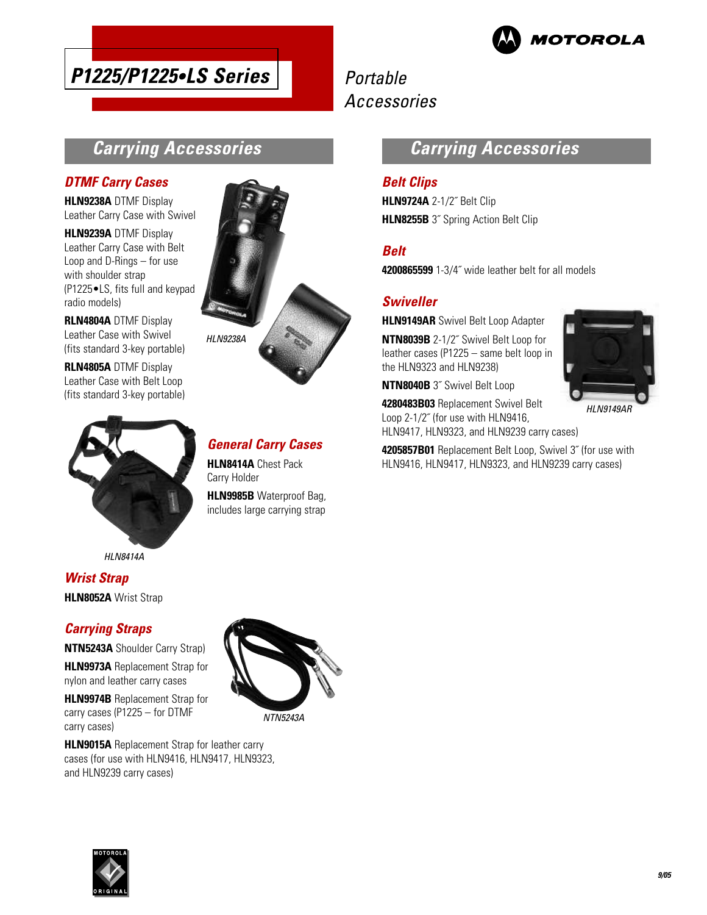# P1225/P1225•LS Series

Portable Accessories

## Carrying Accessories

### DTMF Carry Cases

**HLN9238A** DTMF Display Leather Carry Case with Swivel

**HLN9239A** DTMF Display Leather Carry Case with Belt Loop and D-Rings – for use with shoulder strap (P1225•LS, fits full and keypad radio models)

**RLN4804A** DTMF Display Leather Case with Swivel (fits standard 3-key portable)

**RLN4805A** DTMF Display Leather Case with Belt Loop (fits standard 3-key portable)

HLN9238A

### General Carry Cases

**HLN8414A** Chest Pack Carry Holder

**HLN9985B** Waterproof Bag, includes large carrying strap

HLN8414A

### Wrist Strap

**HLN8052A** Wrist Strap

### Carrying Straps

**NTN5243A** Shoulder Carry Strap)

**HLN9973A** Replacement Strap for nylon and leather carry cases

**HLN9974B** Replacement Strap for carry cases (P1225 – for DTMF carry cases)

**HLN9015A** Replacement Strap for leather carry cases (for use with HLN9416, HLN9417, HLN9323, and HLN9239 carry cases)

NTN5243A

## Carrying Accessories

### Belt Clips

**HLN9724A** 2-1/2˝ Belt Clip

**HLN8255B** 3˝ Spring Action Belt Clip

### Belt

**4200865599** 1-3/4˝ wide leather belt for all models

### Swiveller

**HLN9149AR** Swivel Belt Loop Adapter

**NTN8039B** 2-1/2˝ Swivel Belt Loop for leather cases (P1225 – same belt loop in the HLN9323 and HLN9238)

**NTN8040B** 3˝ Swivel Belt Loop

**4280483B03** Replacement Swivel Belt Loop 2-1/2˝ (for use with HLN9416, HLN9417, HLN9323, and HLN9239 carry cases)

**4205857B01** Replacement Belt Loop, Swivel 3˝ (for use with HLN9416, HLN9417, HLN9323, and HLN9239 carry cases)

HLN9149AR

9/05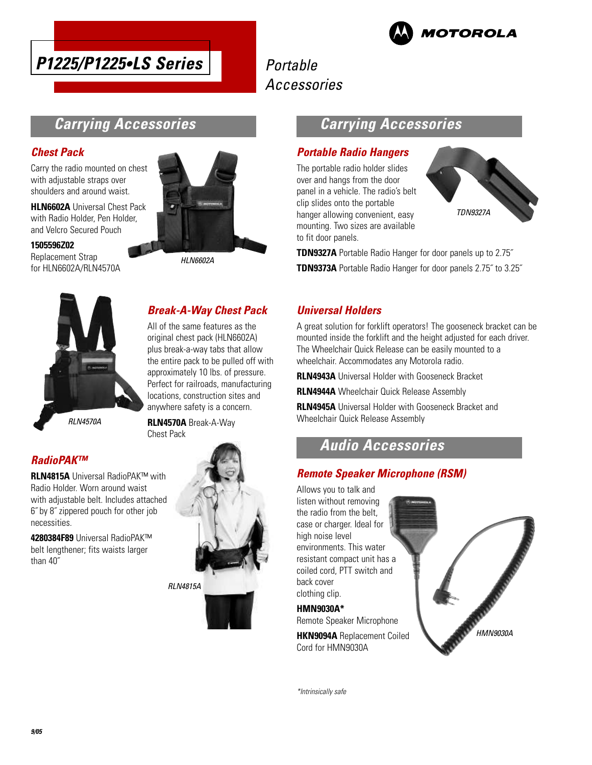# P1225/P1225•LS Series

Portable Accessories

## Carrying Accessories

### Chest Pack

Carry the radio mounted on chest with adjustable straps over shoulders and around waist.

**HLN6602A** Universal Chest Pack with Radio Holder, Pen Holder, and Velcro Secured Pouch

**1505596Z02**
Replacement Strap for HLN6602A/RLN4570A

*HLN6602A*

### Break-A-Way Chest Pack

All of the same features as the original chest pack (HLN6602A) plus break-a-way tabs that allow the entire pack to be pulled off with approximately 10 lbs. of pressure. Perfect for railroads, manufacturing locations, construction sites and anywhere safety is a concern.

**RLN4570A** Break-A-Way Chest Pack

*RLN4570A*

### RadioPAK™

**RLN4815A** Universal RadioPAK™ with Radio Holder. Worn around waist with adjustable belt. Includes attached 6˝ by 8˝ zippered pouch for other job necessities.

**4280384F89** Universal RadioPAK™ belt lengthener; fits waists larger than 40˝

*RLN4815A*

## Carrying Accessories

### Portable Radio Hangers

The portable radio holder slides over and hangs from the door panel in a vehicle. The radio's belt clip slides onto the portable hanger allowing convenient, easy mounting. Two sizes are available to fit door panels.

*TDN9327A*

**TDN9327A** Portable Radio Hanger for door panels up to 2.75˝

**TDN9373A** Portable Radio Hanger for door panels 2.75˝ to 3.25˝

### Universal Holders

A great solution for forklift operators! The gooseneck bracket can be mounted inside the forklift and the height adjusted for each driver. The Wheelchair Quick Release can be easily mounted to a wheelchair. Accommodates any Motorola radio.

**RLN4943A** Universal Holder with Gooseneck Bracket

**RLN4944A** Wheelchair Quick Release Assembly

**RLN4945A** Universal Holder with Gooseneck Bracket and Wheelchair Quick Release Assembly

## Audio Accessories

### Remote Speaker Microphone (RSM)

Allows you to talk and listen without removing the radio from the belt, case or charger. Ideal for high noise level environments. This water resistant compact unit has a coiled cord, PTT switch and back cover clothing clip.

**HMN9030A***
Remote Speaker Microphone

**HKN9094A** Replacement Coiled Cord for HMN9030A

*HMN9030A*

*Intrinsically safe

9/05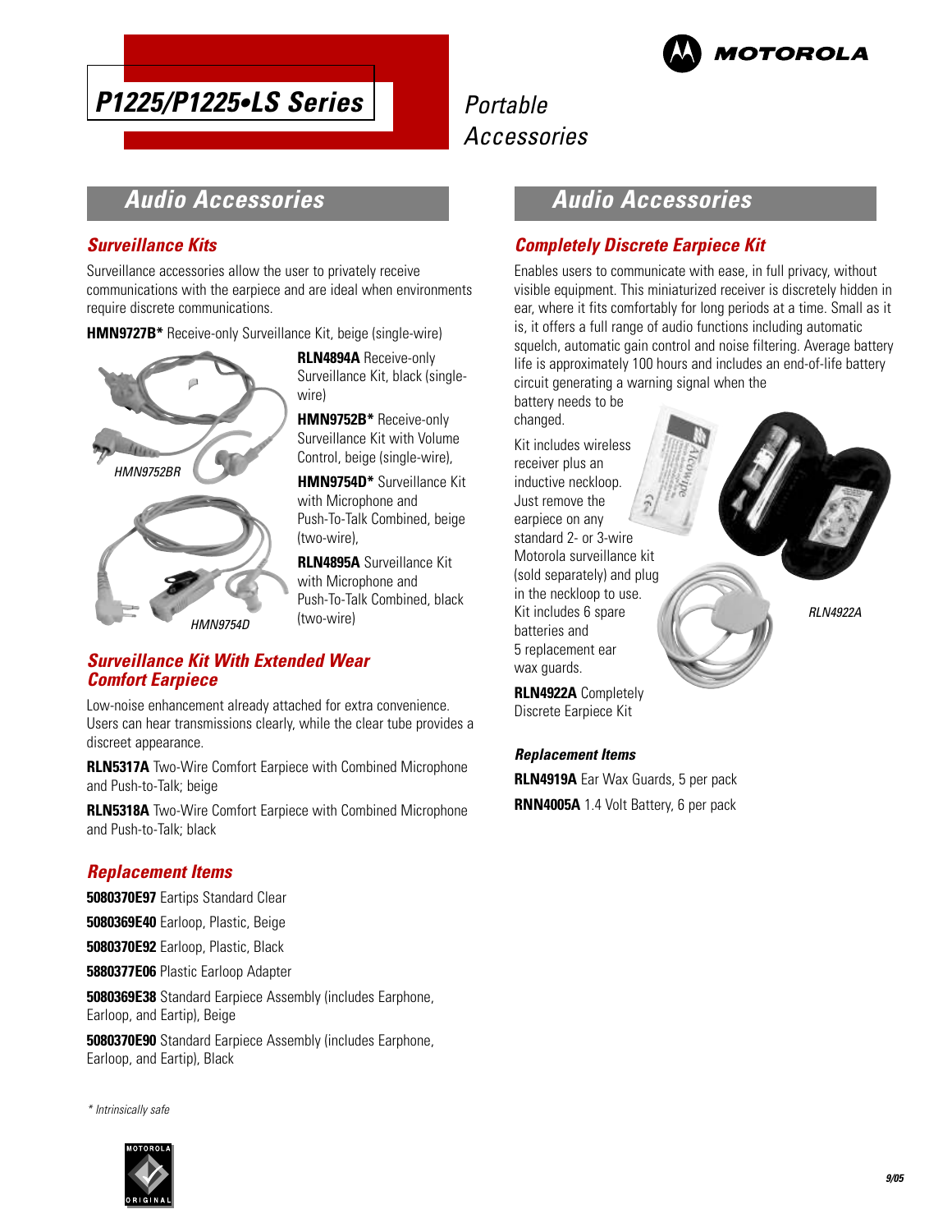# P1225/P1225•LS Series

Portable Accessories

## Audio Accessories

### Surveillance Kits

Surveillance accessories allow the user to privately receive communications with the earpiece and are ideal when environments require discrete communications.

**HMN9727B*** Receive-only Surveillance Kit, beige (single-wire)

**RLN4894A** Receive-only Surveillance Kit, black (single-wire)

**HMN9752B*** Receive-only Surveillance Kit with Volume Control, beige (single-wire),

**HMN9754D*** Surveillance Kit with Microphone and Push-To-Talk Combined, beige (two-wire),

**RLN4895A** Surveillance Kit with Microphone and Push-To-Talk Combined, black (two-wire)

*HMN9752BR*

*HMN9754D*

### Surveillance Kit With Extended Wear Comfort Earpiece

Low-noise enhancement already attached for extra convenience. Users can hear transmissions clearly, while the clear tube provides a discreet appearance.

**RLN5317A** Two-Wire Comfort Earpiece with Combined Microphone and Push-to-Talk; beige

**RLN5318A** Two-Wire Comfort Earpiece with Combined Microphone and Push-to-Talk; black

### Replacement Items

**5080370E97** Eartips Standard Clear

**5080369E40** Earloop, Plastic, Beige

**5080370E92** Earloop, Plastic, Black

**5880377E06** Plastic Earloop Adapter

**5080369E38** Standard Earpiece Assembly (includes Earphone, Earloop, and Eartip), Beige

**5080370E90** Standard Earpiece Assembly (includes Earphone, Earloop, and Eartip), Black

*\* Intrinsically safe*

## Audio Accessories

### Completely Discrete Earpiece Kit

Enables users to communicate with ease, in full privacy, without visible equipment. This miniaturized receiver is discretely hidden in ear, where it fits comfortably for long periods at a time. Small as it is, it offers a full range of audio functions including automatic squelch, automatic gain control and noise filtering. Average battery life is approximately 100 hours and includes an end-of-life battery circuit generating a warning signal when the battery needs to be changed.

Kit includes wireless receiver plus an inductive neckloop. Just remove the earpiece on any standard 2- or 3-wire Motorola surveillance kit (sold separately) and plug in the neckloop to use. Kit includes 6 spare batteries and 5 replacement ear wax guards.

**RLN4922A** Completely Discrete Earpiece Kit

*RLN4922A*

#### Replacement Items

**RLN4919A** Ear Wax Guards, 5 per pack

**RNN4005A** 1.4 Volt Battery, 6 per pack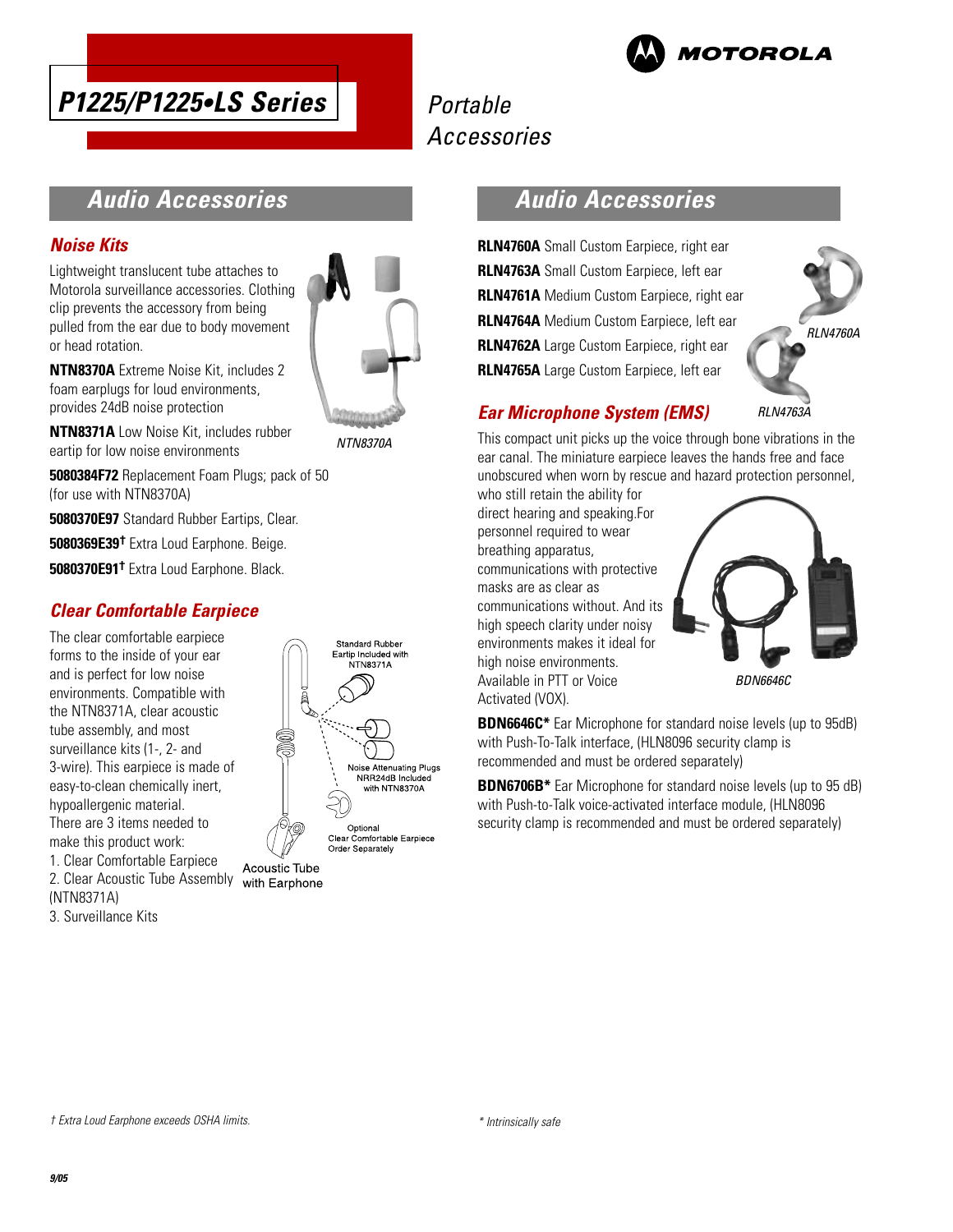# P1225/P1225•LS Series

Portable Accessories

## Audio Accessories

### Noise Kits

Lightweight translucent tube attaches to Motorola surveillance accessories. Clothing clip prevents the accessory from being pulled from the ear due to body movement or head rotation.

**NTN8370A** Extreme Noise Kit, includes 2 foam earplugs for loud environments, provides 24dB noise protection

**NTN8371A** Low Noise Kit, includes rubber eartip for low noise environments

NTN8370A

**5080384F72** Replacement Foam Plugs; pack of 50 (for use with NTN8370A)

**5080370E97** Standard Rubber Eartips, Clear.

**5080369E39†** Extra Loud Earphone. Beige.

**5080370E91†** Extra Loud Earphone. Black.

### Clear Comfortable Earpiece

The clear comfortable earpiece forms to the inside of your ear and is perfect for low noise environments. Compatible with the NTN8371A, clear acoustic tube assembly, and most surveillance kits (1-, 2- and 3-wire). This earpiece is made of easy-to-clean chemically inert, hypoallergenic material. There are 3 items needed to make this product work:

1. Clear Comfortable Earpiece
2. Clear Acoustic Tube Assembly (NTN8371A)
3. Surveillance Kits

Standard Rubber Eartip Included with NTN8371A

Noise Attenuating Plugs NRR24dB Included with NTN8370A

Optional Clear Comfortable Earpiece Order Separately

Acoustic Tube with Earphone

## Audio Accessories

**RLN4760A** Small Custom Earpiece, right ear

**RLN4763A** Small Custom Earpiece, left ear

**RLN4761A** Medium Custom Earpiece, right ear

**RLN4764A** Medium Custom Earpiece, left ear

**RLN4762A** Large Custom Earpiece, right ear

**RLN4765A** Large Custom Earpiece, left ear

RLN4760A

RLN4763A

### Ear Microphone System (EMS)

This compact unit picks up the voice through bone vibrations in the ear canal. The miniature earpiece leaves the hands free and face unobscured when worn by rescue and hazard protection personnel, who still retain the ability for direct hearing and speaking.For personnel required to wear breathing apparatus, communications with protective masks are as clear as communications without. And its high speech clarity under noisy environments makes it ideal for high noise environments. Available in PTT or Voice Activated (VOX).

BDN6646C

**BDN6646C*** Ear Microphone for standard noise levels (up to 95dB) with Push-To-Talk interface, (HLN8096 security clamp is recommended and must be ordered separately)

**BDN6706B*** Ear Microphone for standard noise levels (up to 95 dB) with Push-to-Talk voice-activated interface module, (HLN8096 security clamp is recommended and must be ordered separately)

† Extra Loud Earphone exceeds OSHA limits.

* Intrinsically safe

9/05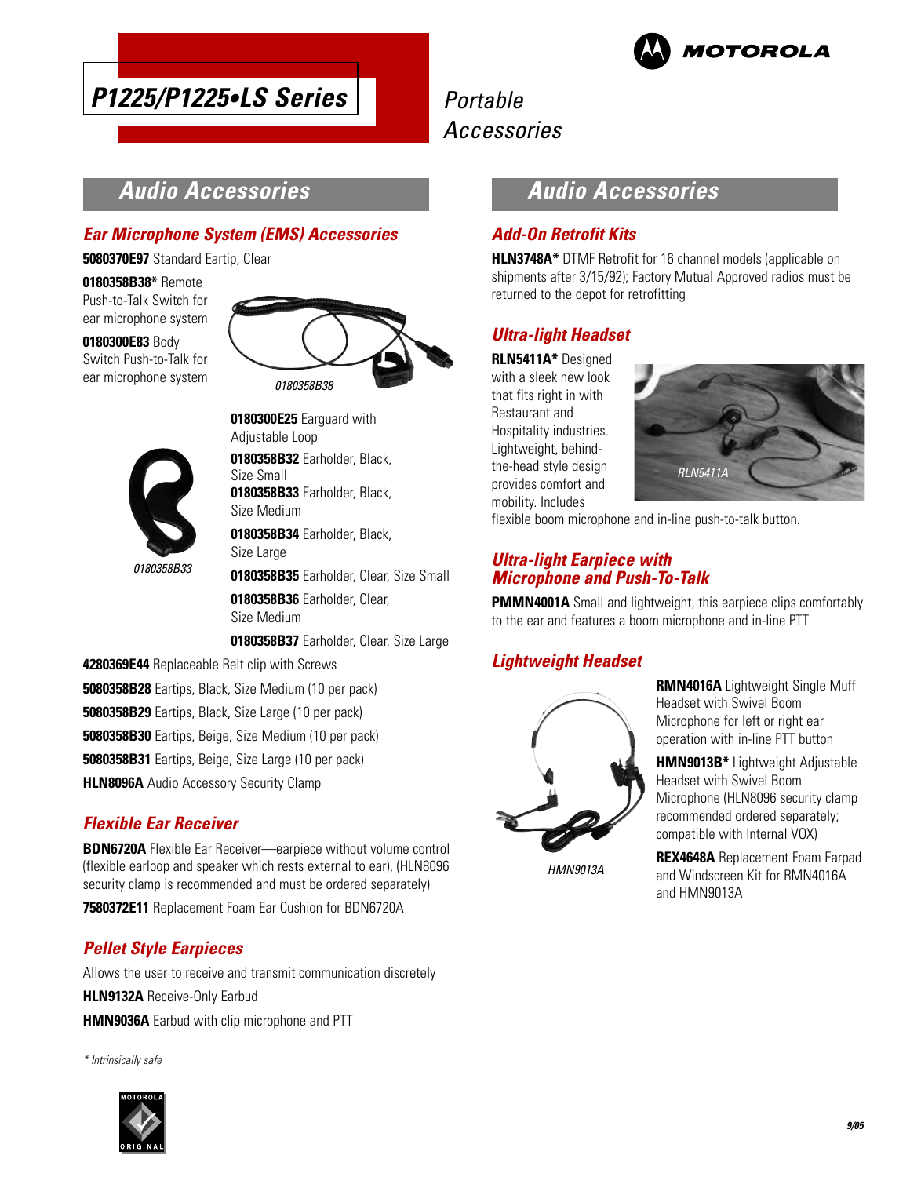# P1225/P1225•LS Series

Portable Accessories

## Audio Accessories

### Ear Microphone System (EMS) Accessories

**5080370E97** Standard Eartip, Clear

**0180358B38*** Remote Push-to-Talk Switch for ear microphone system

**0180300E83** Body Switch Push-to-Talk for ear microphone system

0180358B38

**0180300E25** Earguard with Adjustable Loop

**0180358B32** Earholder, Black, Size Small

**0180358B33** Earholder, Black, Size Medium

**0180358B34** Earholder, Black, Size Large

**0180358B35** Earholder, Clear, Size Small

**0180358B36** Earholder, Clear, Size Medium

**0180358B37** Earholder, Clear, Size Large

0180358B33

**4280369E44** Replaceable Belt clip with Screws

**5080358B28** Eartips, Black, Size Medium (10 per pack)

**5080358B29** Eartips, Black, Size Large (10 per pack)

**5080358B30** Eartips, Beige, Size Medium (10 per pack)

**5080358B31** Eartips, Beige, Size Large (10 per pack)

**HLN8096A** Audio Accessory Security Clamp

### Flexible Ear Receiver

**BDN6720A** Flexible Ear Receiver—earpiece without volume control (flexible earloop and speaker which rests external to ear), (HLN8096 security clamp is recommended and must be ordered separately)

**7580372E11** Replacement Foam Ear Cushion for BDN6720A

### Pellet Style Earpieces

Allows the user to receive and transmit communication discretely

**HLN9132A** Receive-Only Earbud

**HMN9036A** Earbud with clip microphone and PTT

## Audio Accessories

### Add-On Retrofit Kits

**HLN3748A*** DTMF Retrofit for 16 channel models (applicable on shipments after 3/15/92); Factory Mutual Approved radios must be returned to the depot for retrofitting

### Ultra-light Headset

**RLN5411A*** Designed with a sleek new look that fits right in with Restaurant and Hospitality industries. Lightweight, behind-the-head style design provides comfort and mobility. Includes flexible boom microphone and in-line push-to-talk button.

RLN5411A

### Ultra-light Earpiece with Microphone and Push-To-Talk

**PMMN4001A** Small and lightweight, this earpiece clips comfortably to the ear and features a boom microphone and in-line PTT

### Lightweight Headset

**RMN4016A** Lightweight Single Muff Headset with Swivel Boom Microphone for left or right ear operation with in-line PTT button

**HMN9013B*** Lightweight Adjustable Headset with Swivel Boom Microphone (HLN8096 security clamp recommended ordered separately; compatible with Internal VOX)

**REX4648A** Replacement Foam Earpad and Windscreen Kit for RMN4016A and HMN9013A

HMN9013A

*\* Intrinsically safe*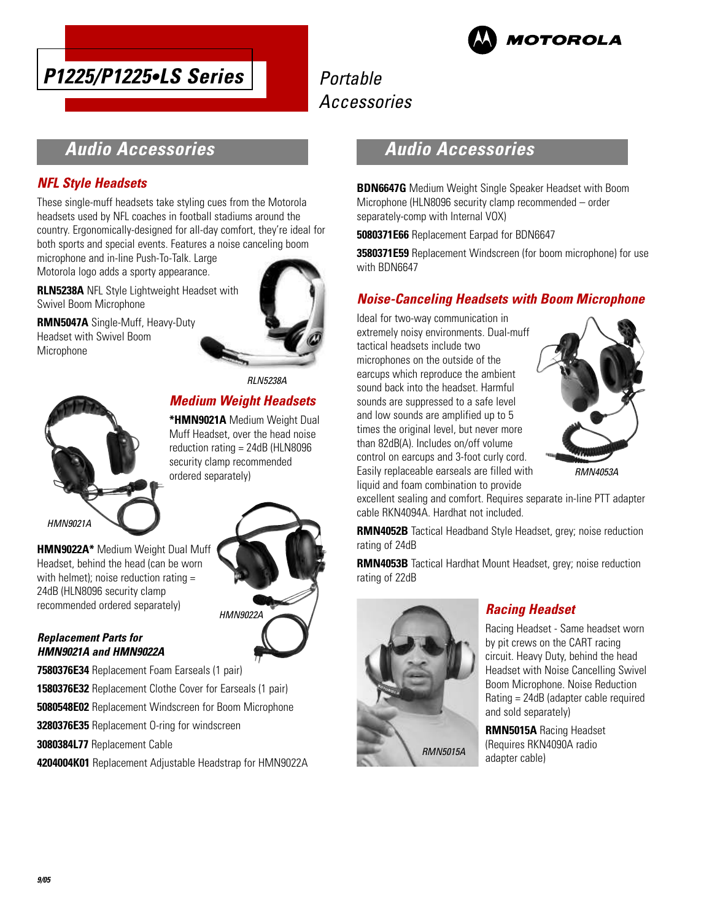# P1225/P1225•LS Series

Portable Accessories

## Audio Accessories

### NFL Style Headsets

These single-muff headsets take styling cues from the Motorola headsets used by NFL coaches in football stadiums around the country. Ergonomically-designed for all-day comfort, they're ideal for both sports and special events. Features a noise canceling boom microphone and in-line Push-To-Talk. Large Motorola logo adds a sporty appearance.

**RLN5238A** NFL Style Lightweight Headset with Swivel Boom Microphone

**RMN5047A** Single-Muff, Heavy-Duty Headset with Swivel Boom Microphone

*RLN5238A*

### Medium Weight Headsets

***HMN9021A** Medium Weight Dual Muff Headset, over the head noise reduction rating = 24dB (HLN8096 security clamp recommended ordered separately)

*HMN9021A*

**HMN9022A*** Medium Weight Dual Muff Headset, behind the head (can be worn with helmet); noise reduction rating = 24dB (HLN8096 security clamp recommended ordered separately)

*HMN9022A*

#### Replacement Parts for HMN9021A and HMN9022A

**7580376E34** Replacement Foam Earseals (1 pair)

**1580376E32** Replacement Clothe Cover for Earseals (1 pair)

**5080548E02** Replacement Windscreen for Boom Microphone

**3280376E35** Replacement O-ring for windscreen

**3080384L77** Replacement Cable

**4204004K01** Replacement Adjustable Headstrap for HMN9022A

## Audio Accessories

**BDN6647G** Medium Weight Single Speaker Headset with Boom Microphone (HLN8096 security clamp recommended – order separately-comp with Internal VOX)

**5080371E66** Replacement Earpad for BDN6647

**3580371E59** Replacement Windscreen (for boom microphone) for use with BDN6647

### Noise-Canceling Headsets with Boom Microphone

Ideal for two-way communication in extremely noisy environments. Dual-muff tactical headsets include two microphones on the outside of the earcups which reproduce the ambient sound back into the headset. Harmful sounds are suppressed to a safe level and low sounds are amplified up to 5 times the original level, but never more than 82dB(A). Includes on/off volume control on earcups and 3-foot curly cord. Easily replaceable earseals are filled with liquid and foam combination to provide excellent sealing and comfort. Requires separate in-line PTT adapter cable RKN4094A. Hardhat not included.

*RMN4053A*

**RMN4052B** Tactical Headband Style Headset, grey; noise reduction rating of 24dB

**RMN4053B** Tactical Hardhat Mount Headset, grey; noise reduction rating of 22dB

### Racing Headset

Racing Headset - Same headset worn by pit crews on the CART racing circuit. Heavy Duty, behind the head Headset with Noise Cancelling Swivel Boom Microphone. Noise Reduction Rating = 24dB (adapter cable required and sold separately)

**RMN5015A** Racing Headset (Requires RKN4090A radio adapter cable)

*RMN5015A*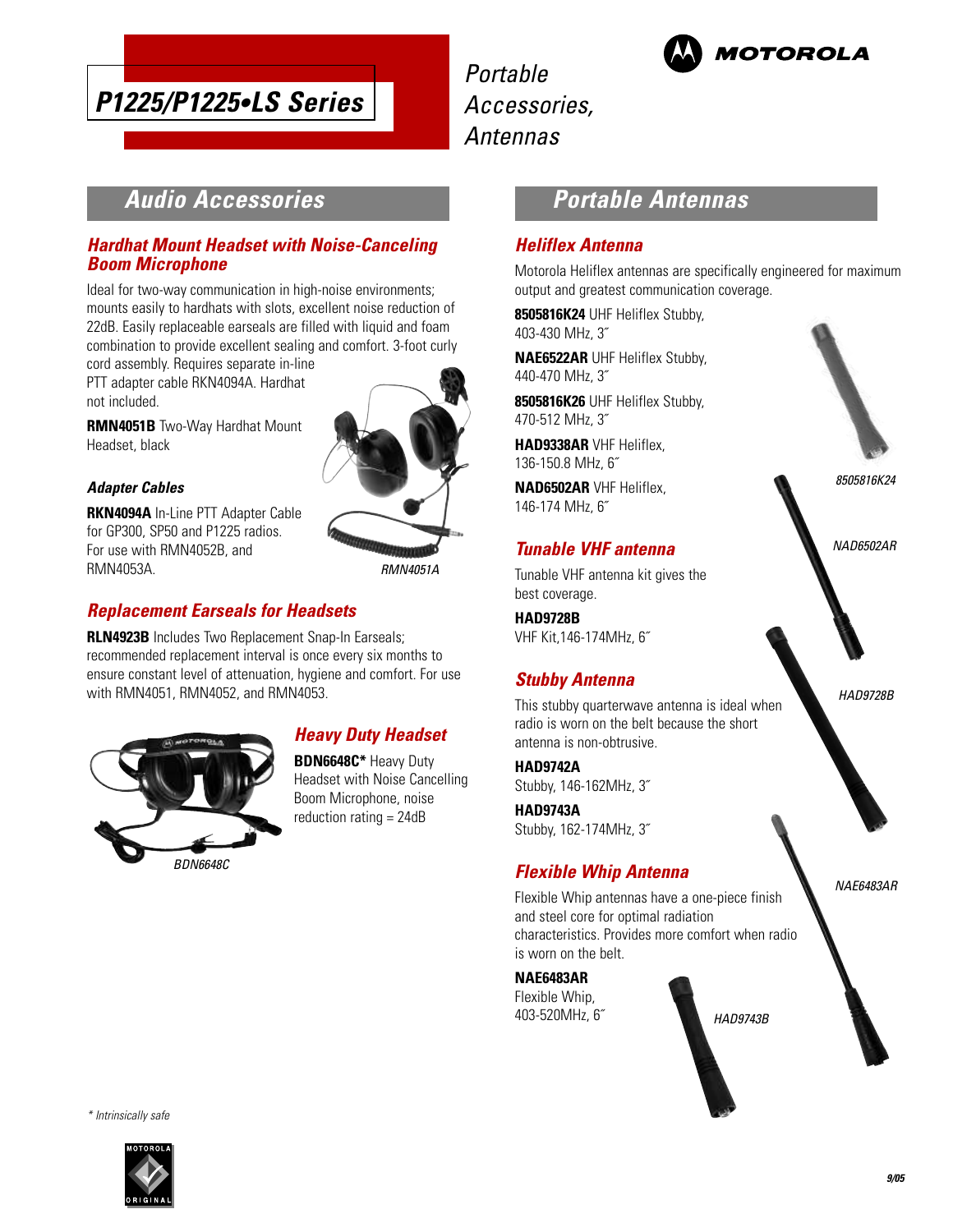# P1225/P1225•LS Series

*Portable Accessories, Antennas*

## Audio Accessories

### Hardhat Mount Headset with Noise-Canceling Boom Microphone

Ideal for two-way communication in high-noise environments; mounts easily to hardhats with slots, excellent noise reduction of 22dB. Easily replaceable earseals are filled with liquid and foam combination to provide excellent sealing and comfort. 3-foot curly cord assembly. Requires separate in-line PTT adapter cable RKN4094A. Hardhat not included.

**RMN4051B** Two-Way Hardhat Mount Headset, black

#### Adapter Cables

**RKN4094A** In-Line PTT Adapter Cable for GP300, SP50 and P1225 radios. For use with RMN4052B, and RMN4053A.

*RMN4051A*

### Replacement Earseals for Headsets

**RLN4923B** Includes Two Replacement Snap-In Earseals; recommended replacement interval is once every six months to ensure constant level of attenuation, hygiene and comfort. For use with RMN4051, RMN4052, and RMN4053.

### Heavy Duty Headset

**BDN6648C*** Heavy Duty Headset with Noise Cancelling Boom Microphone, noise reduction rating = 24dB

*BDN6648C*

## Portable Antennas

### Heliflex Antenna

Motorola Heliflex antennas are specifically engineered for maximum output and greatest communication coverage.

**8505816K24** UHF Heliflex Stubby, 403-430 MHz, 3˝

**NAE6522AR** UHF Heliflex Stubby, 440-470 MHz, 3˝

**8505816K26** UHF Heliflex Stubby, 470-512 MHz, 3˝

**HAD9338AR** VHF Heliflex, 136-150.8 MHz, 6˝

**NAD6502AR** VHF Heliflex, 146-174 MHz, 6˝

### Tunable VHF antenna

Tunable VHF antenna kit gives the best coverage.

**HAD9728B**
VHF Kit,146-174MHz, 6˝

### Stubby Antenna

This stubby quarterwave antenna is ideal when radio is worn on the belt because the short antenna is non-obtrusive.

**HAD9742A**
Stubby, 146-162MHz, 3˝

**HAD9743A**
Stubby, 162-174MHz, 3˝

### Flexible Whip Antenna

Flexible Whip antennas have a one-piece finish and steel core for optimal radiation characteristics. Provides more comfort when radio is worn on the belt.

**NAE6483AR**
Flexible Whip,
403-520MHz, 6˝

*8505816K24*

*NAD6502AR*

*HAD9728B*

*NAE6483AR*

*HAD9743B*

\* Intrinsically safe

9/05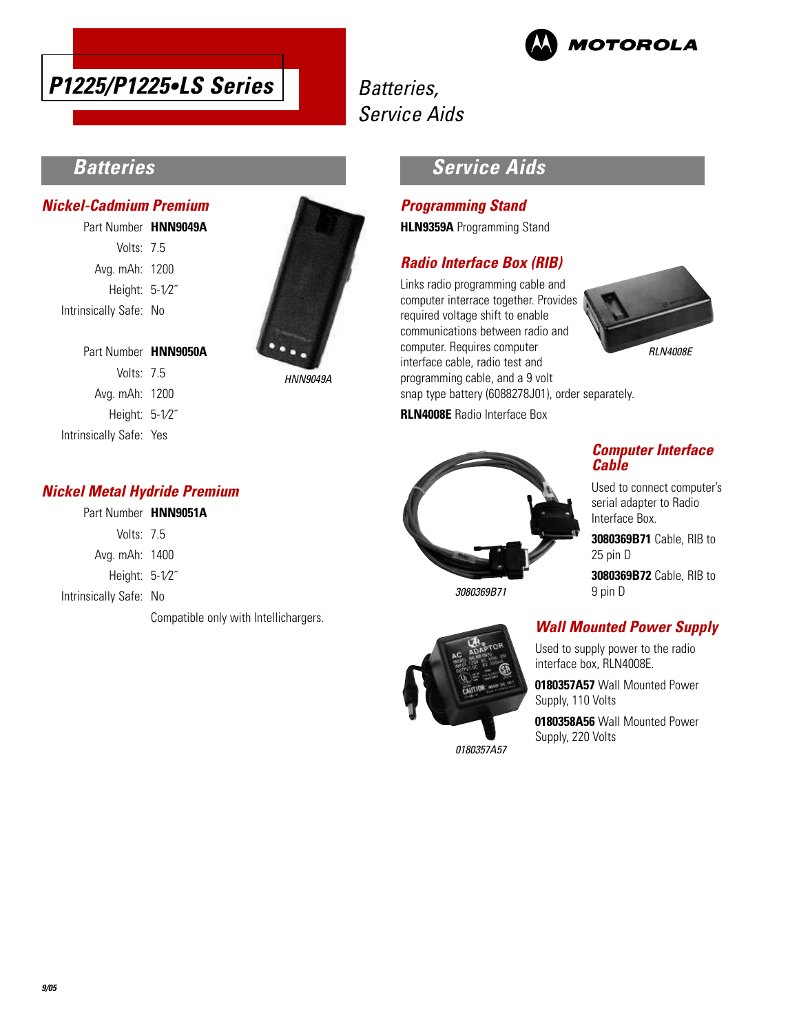# P1225/P1225•LS Series

*Batteries, Service Aids*

## Batteries

### Nickel-Cadmium Premium

Part Number **HNN9049A**
Volts: 7.5
Avg. mAh: 1200
Height: 5-1⁄2˝
Intrinsically Safe: No

Part Number **HNN9050A**
Volts: 7.5
Avg. mAh: 1200
Height: 5-1⁄2˝
Intrinsically Safe: Yes

*HNN9049A*

### Nickel Metal Hydride Premium

Part Number **HNN9051A**
Volts: 7.5
Avg. mAh: 1400
Height: 5-1⁄2˝
Intrinsically Safe: No

Compatible only with Intellichargers.

## Service Aids

### Programming Stand

**HLN9359A** Programming Stand

### Radio Interface Box (RIB)

Links radio programming cable and computer interrace together. Provides required voltage shift to enable communications between radio and computer. Requires computer interface cable, radio test and programming cable, and a 9 volt snap type battery (6088278J01), order separately.

*RLN4008E*

**RLN4008E** Radio Interface Box

### Computer Interface Cable

Used to connect computer's serial adapter to Radio Interface Box.

**3080369B71** Cable, RIB to 25 pin D

**3080369B72** Cable, RIB to 9 pin D

*3080369B71*

### Wall Mounted Power Supply

Used to supply power to the radio interface box, RLN4008E.

**0180357A57** Wall Mounted Power Supply, 110 Volts

**0180358A56** Wall Mounted Power Supply, 220 Volts

*0180357A57*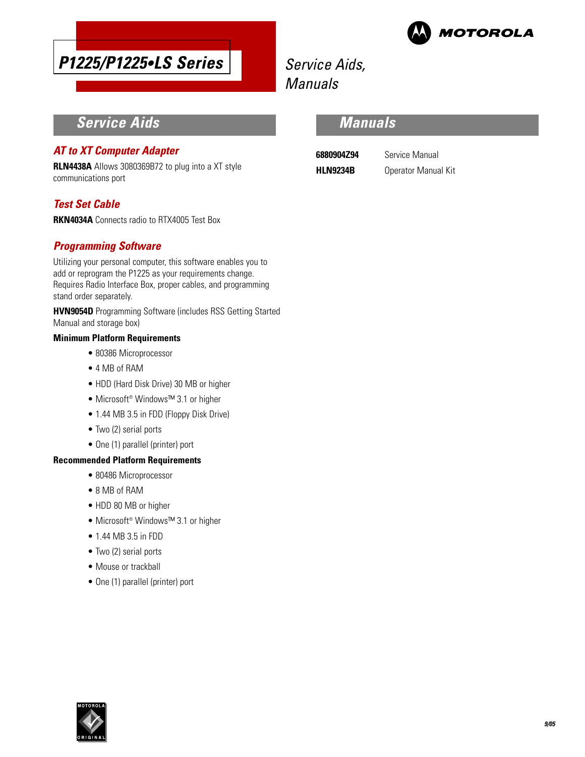# P1225/P1225•LS Series

Service Aids, Manuals

## Service Aids

### AT to XT Computer Adapter

**RLN4438A** Allows 3080369B72 to plug into a XT style communications port

### Test Set Cable

**RKN4034A** Connects radio to RTX4005 Test Box

### Programming Software

Utilizing your personal computer, this software enables you to add or reprogram the P1225 as your requirements change. Requires Radio Interface Box, proper cables, and programming stand order separately.

**HVN9054D** Programming Software (includes RSS Getting Started Manual and storage box)

**Minimum Platform Requirements**

- 80386 Microprocessor
- 4 MB of RAM
- HDD (Hard Disk Drive) 30 MB or higher
- Microsoft® Windows™ 3.1 or higher
- 1.44 MB 3.5 in FDD (Floppy Disk Drive)
- Two (2) serial ports
- One (1) parallel (printer) port

**Recommended Platform Requirements**

- 80486 Microprocessor
- 8 MB of RAM
- HDD 80 MB or higher
- Microsoft® Windows™ 3.1 or higher
- 1.44 MB 3.5 in FDD
- Two (2) serial ports
- Mouse or trackball
- One (1) parallel (printer) port

## Manuals

| | |
|---|---|
| **6880904Z94** | Service Manual |
| **HLN9234B** | Operator Manual Kit |

9/05